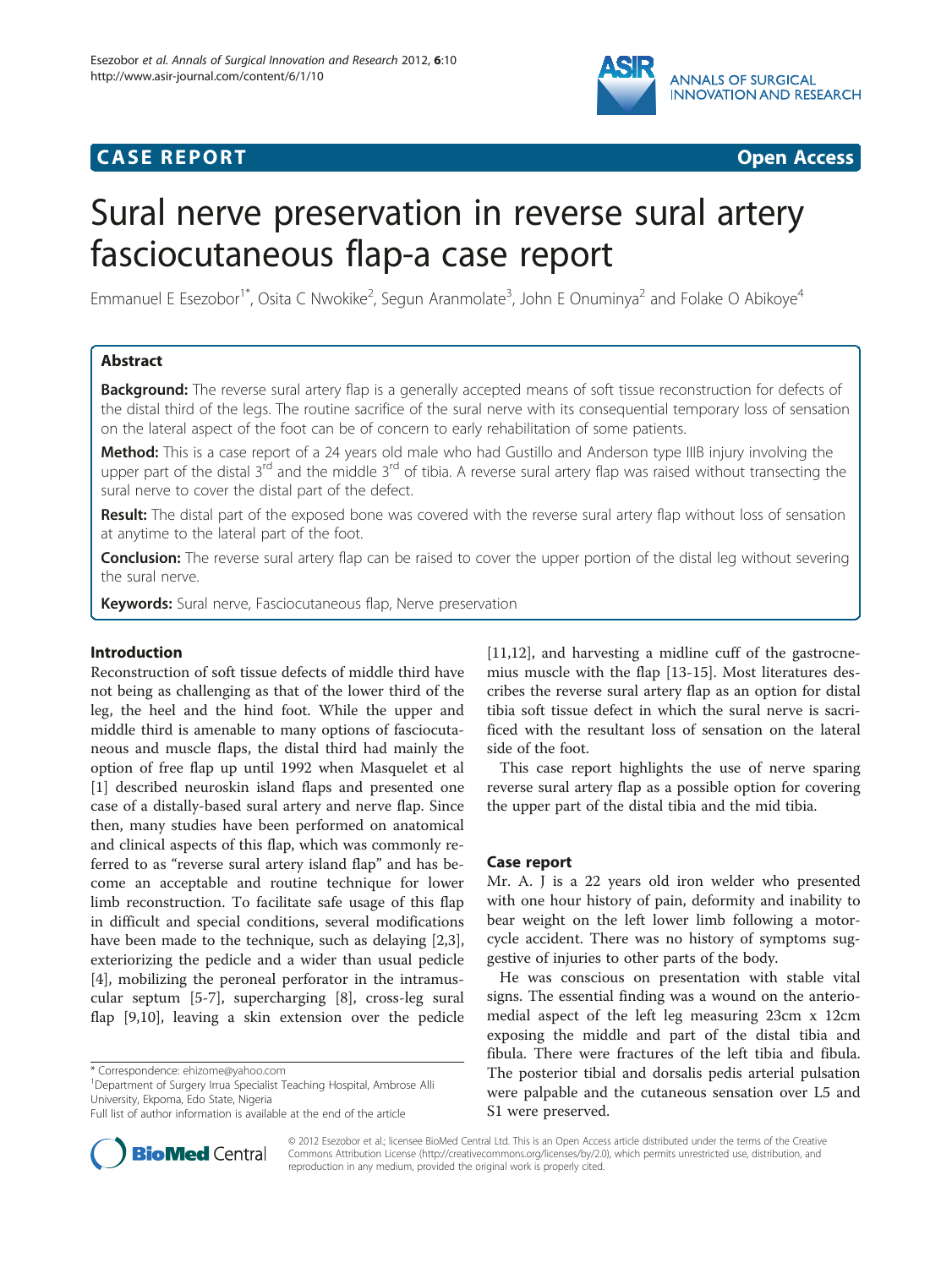**CASE REPORT** **Open Access**

# Sural nerve preservation in reverse sural artery fasciocutaneous flap-a case report

Emmanuel E Esezobor[1*], Osita C Nwokike[2], Segun Aranmolate[3], John E Onuminya[2] and Folake O Abikoye[4]

## Abstract

**Background:** The reverse sural artery flap is a generally accepted means of soft tissue reconstruction for defects of the distal third of the legs. The routine sacrifice of the sural nerve with its consequential temporary loss of sensation on the lateral aspect of the foot can be of concern to early rehabilitation of some patients.

**Method:** This is a case report of a 24 years old male who had Gustillo and Anderson type IIIB injury involving the upper part of the distal 3rd and the middle 3rd of tibia. A reverse sural artery flap was raised without transecting the sural nerve to cover the distal part of the defect.

**Result:** The distal part of the exposed bone was covered with the reverse sural artery flap without loss of sensation at anytime to the lateral part of the foot.

**Conclusion:** The reverse sural artery flap can be raised to cover the upper portion of the distal leg without severing the sural nerve.

**Keywords:** Sural nerve, Fasciocutaneous flap, Nerve preservation

## Introduction

Reconstruction of soft tissue defects of middle third have not being as challenging as that of the lower third of the leg, the heel and the hind foot. While the upper and middle third is amenable to many options of fasciocutaneous and muscle flaps, the distal third had mainly the option of free flap up until 1992 when Masquelet et al [1] described neuroskin island flaps and presented one case of a distally-based sural artery and nerve flap. Since then, many studies have been performed on anatomical and clinical aspects of this flap, which was commonly referred to as "reverse sural artery island flap" and has become an acceptable and routine technique for lower limb reconstruction. To facilitate safe usage of this flap in difficult and special conditions, several modifications have been made to the technique, such as delaying [2,3], exteriorizing the pedicle and a wider than usual pedicle [4], mobilizing the peroneal perforator in the intramuscular septum [5-7], supercharging [8], cross-leg sural flap [9,10], leaving a skin extension over the pedicle [11,12], and harvesting a midline cuff of the gastrocnemius muscle with the flap [13-15]. Most literatures describes the reverse sural artery flap as an option for distal tibia soft tissue defect in which the sural nerve is sacrificed with the resultant loss of sensation on the lateral side of the foot.

This case report highlights the use of nerve sparing reverse sural artery flap as a possible option for covering the upper part of the distal tibia and the mid tibia.

## Case report

Mr. A. J is a 22 years old iron welder who presented with one hour history of pain, deformity and inability to bear weight on the left lower limb following a motorcycle accident. There was no history of symptoms suggestive of injuries to other parts of the body.

He was conscious on presentation with stable vital signs. The essential finding was a wound on the anteriomedial aspect of the left leg measuring 23cm x 12cm exposing the middle and part of the distal tibia and fibula. There were fractures of the left tibia and fibula. The posterior tibial and dorsalis pedis arterial pulsation were palpable and the cutaneous sensation over L5 and S1 were preserved.

---

\* Correspondence: ehizome@yahoo.com

[1]Department of Surgery Irrua Specialist Teaching Hospital, Ambrose Alli University, Ekpoma, Edo State, Nigeria

Full list of author information is available at the end of the article

© 2012 Esezobor et al.; licensee BioMed Central Ltd. This is an Open Access article distributed under the terms of the Creative Commons Attribution License (http://creativecommons.org/licenses/by/2.0), which permits unrestricted use, distribution, and reproduction in any medium, provided the original work is properly cited.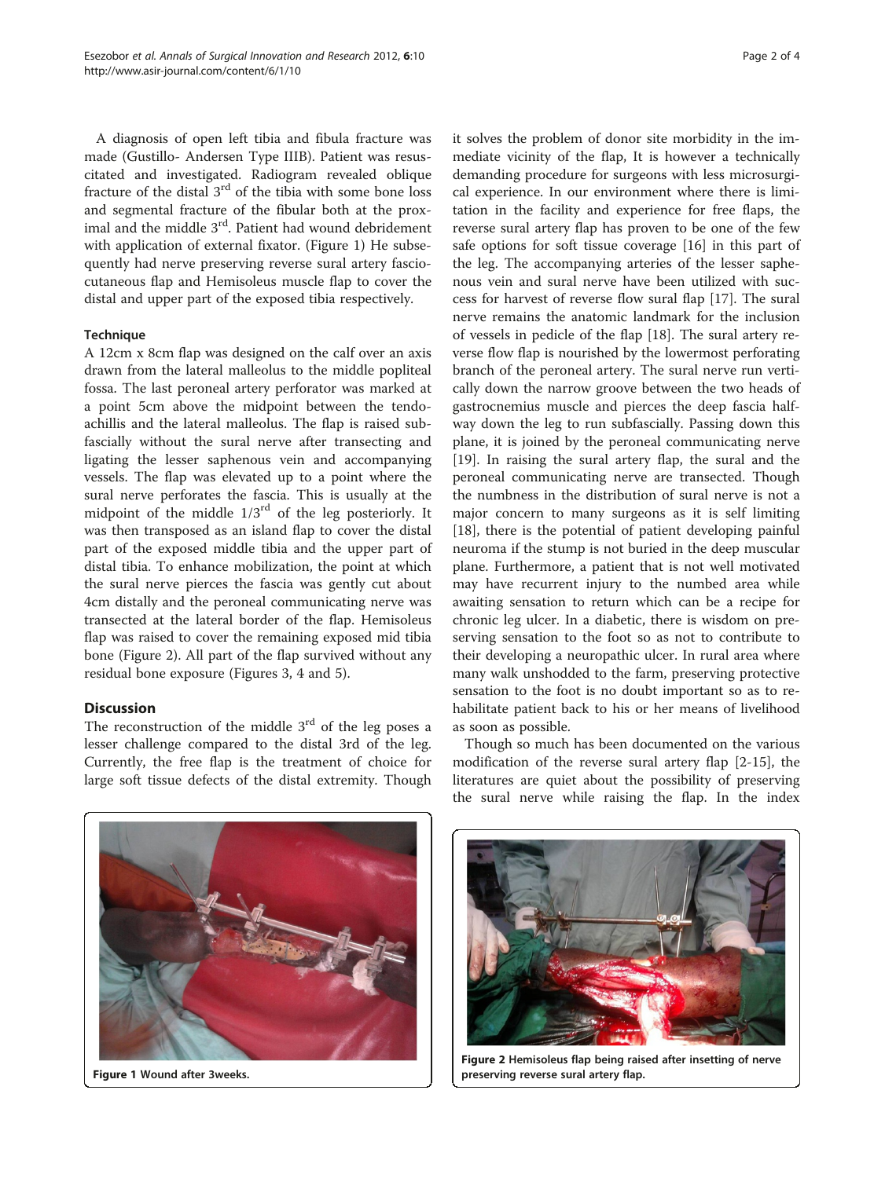A diagnosis of open left tibia and fibula fracture was made (Gustillo- Andersen Type IIIB). Patient was resuscitated and investigated. Radiogram revealed oblique fracture of the distal 3[rd] of the tibia with some bone loss and segmental fracture of the fibular both at the proximal and the middle 3[rd]. Patient had wound debridement with application of external fixator. (Figure 1) He subsequently had nerve preserving reverse sural artery fasciocutaneous flap and Hemisoleus muscle flap to cover the distal and upper part of the exposed tibia respectively.

### Technique

A 12cm x 8cm flap was designed on the calf over an axis drawn from the lateral malleolus to the middle popliteal fossa. The last peroneal artery perforator was marked at a point 5cm above the midpoint between the tendo-achillis and the lateral malleolus. The flap is raised subfascially without the sural nerve after transecting and ligating the lesser saphenous vein and accompanying vessels. The flap was elevated up to a point where the sural nerve perforates the fascia. This is usually at the midpoint of the middle 1/3[rd] of the leg posteriorly. It was then transposed as an island flap to cover the distal part of the exposed middle tibia and the upper part of distal tibia. To enhance mobilization, the point at which the sural nerve pierces the fascia was gently cut about 4cm distally and the peroneal communicating nerve was transected at the lateral border of the flap. Hemisoleus flap was raised to cover the remaining exposed mid tibia bone (Figure 2). All part of the flap survived without any residual bone exposure (Figures 3, 4 and 5).

## Discussion

The reconstruction of the middle 3[rd] of the leg poses a lesser challenge compared to the distal 3rd of the leg. Currently, the free flap is the treatment of choice for large soft tissue defects of the distal extremity. Though it solves the problem of donor site morbidity in the immediate vicinity of the flap, It is however a technically demanding procedure for surgeons with less microsurgical experience. In our environment where there is limitation in the facility and experience for free flaps, the reverse sural artery flap has proven to be one of the few safe options for soft tissue coverage [16] in this part of the leg. The accompanying arteries of the lesser saphenous vein and sural nerve have been utilized with success for harvest of reverse flow sural flap [17]. The sural nerve remains the anatomic landmark for the inclusion of vessels in pedicle of the flap [18]. The sural artery reverse flow flap is nourished by the lowermost perforating branch of the peroneal artery. The sural nerve run vertically down the narrow groove between the two heads of gastrocnemius muscle and pierces the deep fascia halfway down the leg to run subfascially. Passing down this plane, it is joined by the peroneal communicating nerve [19]. In raising the sural artery flap, the sural and the peroneal communicating nerve are transected. Though the numbness in the distribution of sural nerve is not a major concern to many surgeons as it is self limiting [18], there is the potential of patient developing painful neuroma if the stump is not buried in the deep muscular plane. Furthermore, a patient that is not well motivated may have recurrent injury to the numbed area while awaiting sensation to return which can be a recipe for chronic leg ulcer. In a diabetic, there is wisdom on preserving sensation to the foot so as not to contribute to their developing a neuropathic ulcer. In rural area where many walk unshodded to the farm, preserving protective sensation to the foot is no doubt important so as to rehabilitate patient back to his or her means of livelihood as soon as possible.

Though so much has been documented on the various modification of the reverse sural artery flap [2-15], the literatures are quiet about the possibility of preserving the sural nerve while raising the flap. In the index

**Figure 1** Wound after 3weeks.

**Figure 2** Hemisoleus flap being raised after insetting of nerve preserving reverse sural artery flap.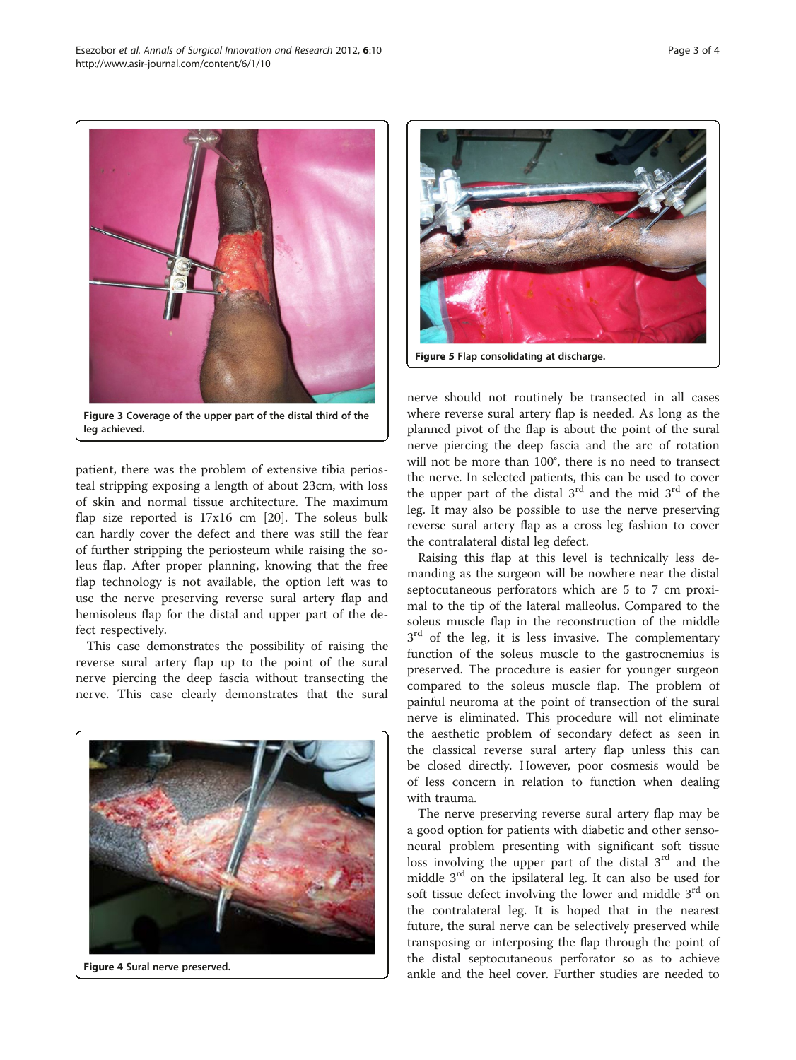Figure 3 Coverage of the upper part of the distal third of the leg achieved.

patient, there was the problem of extensive tibia periosteal stripping exposing a length of about 23cm, with loss of skin and normal tissue architecture. The maximum flap size reported is 17x16 cm [20]. The soleus bulk can hardly cover the defect and there was still the fear of further stripping the periosteum while raising the soleus flap. After proper planning, knowing that the free flap technology is not available, the option left was to use the nerve preserving reverse sural artery flap and hemisoleus flap for the distal and upper part of the defect respectively.

This case demonstrates the possibility of raising the reverse sural artery flap up to the point of the sural nerve piercing the deep fascia without transecting the nerve. This case clearly demonstrates that the sural

Figure 4 Sural nerve preserved.

Figure 5 Flap consolidating at discharge.

nerve should not routinely be transected in all cases where reverse sural artery flap is needed. As long as the planned pivot of the flap is about the point of the sural nerve piercing the deep fascia and the arc of rotation will not be more than 100°, there is no need to transect the nerve. In selected patients, this can be used to cover the upper part of the distal 3rd and the mid 3rd of the leg. It may also be possible to use the nerve preserving reverse sural artery flap as a cross leg fashion to cover the contralateral distal leg defect.

Raising this flap at this level is technically less demanding as the surgeon will be nowhere near the distal septocutaneous perforators which are 5 to 7 cm proximal to the tip of the lateral malleolus. Compared to the soleus muscle flap in the reconstruction of the middle 3rd of the leg, it is less invasive. The complementary function of the soleus muscle to the gastrocnemius is preserved. The procedure is easier for younger surgeon compared to the soleus muscle flap. The problem of painful neuroma at the point of transection of the sural nerve is eliminated. This procedure will not eliminate the aesthetic problem of secondary defect as seen in the classical reverse sural artery flap unless this can be closed directly. However, poor cosmesis would be of less concern in relation to function when dealing with trauma.

The nerve preserving reverse sural artery flap may be a good option for patients with diabetic and other sensoneural problem presenting with significant soft tissue loss involving the upper part of the distal 3rd and the middle 3rd on the ipsilateral leg. It can also be used for soft tissue defect involving the lower and middle 3rd on the contralateral leg. It is hoped that in the nearest future, the sural nerve can be selectively preserved while transposing or interposing the flap through the point of the distal septocutaneous perforator so as to achieve ankle and the heel cover. Further studies are needed to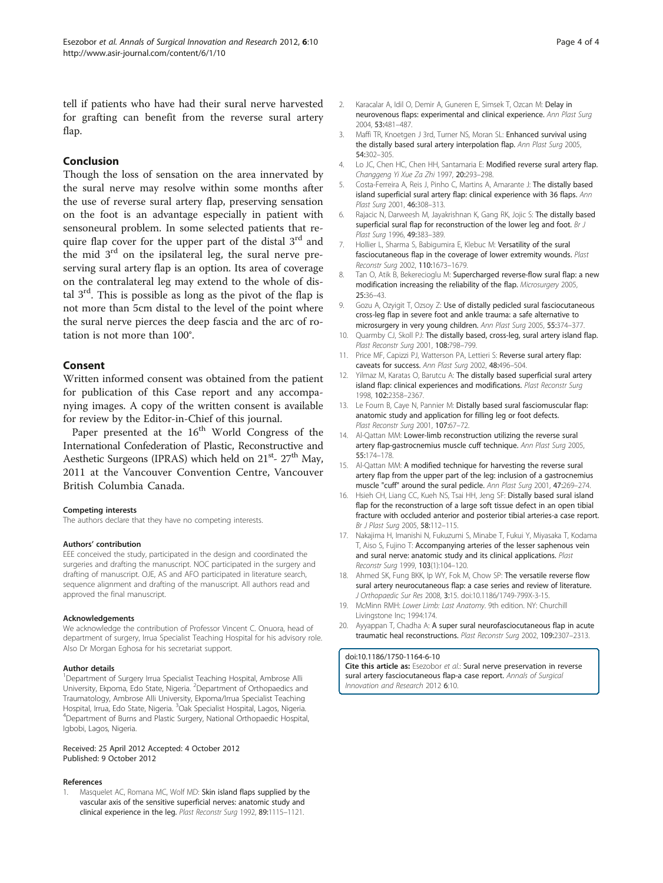tell if patients who have had their sural nerve harvested for grafting can benefit from the reverse sural artery flap.

## Conclusion

Though the loss of sensation on the area innervated by the sural nerve may resolve within some months after the use of reverse sural artery flap, preserving sensation on the foot is an advantage especially in patient with sensoneural problem. In some selected patients that require flap cover for the upper part of the distal 3rd and the mid 3rd on the ipsilateral leg, the sural nerve preserving sural artery flap is an option. Its area of coverage on the contralateral leg may extend to the whole of distal 3rd. This is possible as long as the pivot of the flap is not more than 5cm distal to the level of the point where the sural nerve pierces the deep fascia and the arc of rotation is not more than 100°.

## Consent

Written informed consent was obtained from the patient for publication of this Case report and any accompanying images. A copy of the written consent is available for review by the Editor-in-Chief of this journal.

Paper presented at the 16th World Congress of the International Confederation of Plastic, Reconstructive and Aesthetic Surgeons (IPRAS) which held on 21st- 27th May, 2011 at the Vancouver Convention Centre, Vancouver British Columbia Canada.

#### Competing interests

The authors declare that they have no competing interests.

#### Authors' contribution

EEE conceived the study, participated in the design and coordinated the surgeries and drafting the manuscript. NOC participated in the surgery and drafting of manuscript. OJE, AS and AFO participated in literature search, sequence alignment and drafting of the manuscript. All authors read and approved the final manuscript.

#### Acknowledgements

We acknowledge the contribution of Professor Vincent C. Onuora, head of department of surgery, Irrua Specialist Teaching Hospital for his advisory role. Also Dr Morgan Eghosa for his secretariat support.

#### Author details

[1]Department of Surgery Irrua Specialist Teaching Hospital, Ambrose Alli University, Ekpoma, Edo State, Nigeria. [2]Department of Orthopaedics and Traumatology, Ambrose Alli University, Ekpoma/Irrua Specialist Teaching Hospital, Irrua, Edo State, Nigeria. [3]Oak Specialist Hospital, Lagos, Nigeria. [4]Department of Burns and Plastic Surgery, National Orthopaedic Hospital, Igbobi, Lagos, Nigeria.

Received: 25 April 2012 Accepted: 4 October 2012
Published: 9 October 2012

#### References

1. Masquelet AC, Romana MC, Wolf MD: **Skin island flaps supplied by the vascular axis of the sensitive superficial nerves: anatomic study and clinical experience in the leg.** *Plast Reconstr Surg* 1992, **89:**1115–1121.
2. Karacalar A, Idil O, Demir A, Guneren E, Simsek T, Ozcan M: **Delay in neurovenous flaps: experimental and clinical experience.** *Ann Plast Surg* 2004, **53:**481–487.
3. Maffi TR, Knoetgen J 3rd, Turner NS, Moran SL: **Enhanced survival using the distally based sural artery interpolation flap.** *Ann Plast Surg* 2005, **54:**302–305.
4. Lo JC, Chen HC, Chen HH, Santamaria E: **Modified reverse sural artery flap.** *Changgeng Yi Xue Za Zhi* 1997, **20:**293–298.
5. Costa-Ferreira A, Reis J, Pinho C, Martins A, Amarante J: **The distally based island superficial sural artery flap: clinical experience with 36 flaps.** *Ann Plast Surg* 2001, **46:**308–313.
6. Rajacic N, Darweesh M, Jayakrishnan K, Gang RK, Jojic S: **The distally based superficial sural flap for reconstruction of the lower leg and foot.** *Br J Plast Surg* 1996, **49:**383–389.
7. Hollier L, Sharma S, Babigumira E, Klebuc M: **Versatility of the sural fasciocutaneous flap in the coverage of lower extremity wounds.** *Plast Reconstr Surg* 2002, **110:**1673–1679.
8. Tan O, Atik B, Bekerecioglu M: **Supercharged reverse-flow sural flap: a new modification increasing the reliability of the flap.** *Microsurgery* 2005, **25:**36–43.
9. Gozu A, Ozyigit T, Ozsoy Z: **Use of distally pedicled sural fasciocutaneous cross-leg flap in severe foot and ankle trauma: a safe alternative to microsurgery in very young children.** *Ann Plast Surg* 2005, **55:**374–377.
10. Quarmby CJ, Skoll PJ: **The distally based, cross-leg, sural artery island flap.** *Plast Reconstr Surg* 2001, **108:**798–799.
11. Price MF, Capizzi PJ, Watterson PA, Lettieri S: **Reverse sural artery flap: caveats for success.** *Ann Plast Surg* 2002, **48:**496–504.
12. Yilmaz M, Karatas O, Barutcu A: **The distally based superficial sural artery island flap: clinical experiences and modifications.** *Plast Reconstr Surg* 1998, **102:**2358–2367.
13. Le Fourn B, Caye N, Pannier M: **Distally based sural fasciomuscular flap: anatomic study and application for filling leg or foot defects.** *Plast Reconstr Surg* 2001, **107:**67–72.
14. Al-Qattan MM: **Lower-limb reconstruction utilizing the reverse sural artery flap-gastrocnemius muscle cuff technique.** *Ann Plast Surg* 2005, **55:**174–178.
15. Al-Qattan MM: **A modified technique for harvesting the reverse sural artery flap from the upper part of the leg: inclusion of a gastrocnemius muscle "cuff" around the sural pedicle.** *Ann Plast Surg* 2001, **47:**269–274.
16. Hsieh CH, Liang CC, Kueh NS, Tsai HH, Jeng SF: **Distally based sural island flap for the reconstruction of a large soft tissue defect in an open tibial fracture with occluded anterior and posterior tibial arteries-a case report.** *Br J Plast Surg* 2005, **58:**112–115.
17. Nakajima H, Imanishi N, Fukuzumi S, Minabe T, Fukui Y, Miyasaka T, Kodama T, Aiso S, Fujino T: **Accompanying arteries of the lesser saphenous vein and sural nerve: anatomic study and its clinical applications.** *Plast Reconstr Surg* 1999, **103**(1):104–120.
18. Ahmed SK, Fung BKK, Ip WY, Fok M, Chow SP: **The versatile reverse flow sural artery neurocutaneous flap: a case series and review of literature.** *J Orthopaedic Sur Res* 2008, **3:**15. doi:10.1186/1749-799X-3-15.
19. McMinn RMH: *Lower Limb: Last Anatomy*. 9th edition. NY: Churchill Livingstone Inc; 1994:174.
20. Ayyappan T, Chadha A: **A super sural neurofasciocutaneous flap in acute traumatic heal reconstructions.** *Plast Reconstr Surg* 2002, **109:**2307–2313.

doi:10.1186/1750-1164-6-10
**Cite this article as:** Esezobor *et al.*: Sural nerve preservation in reverse sural artery fasciocutaneous flap-a case report. *Annals of Surgical Innovation and Research* 2012 **6**:10.